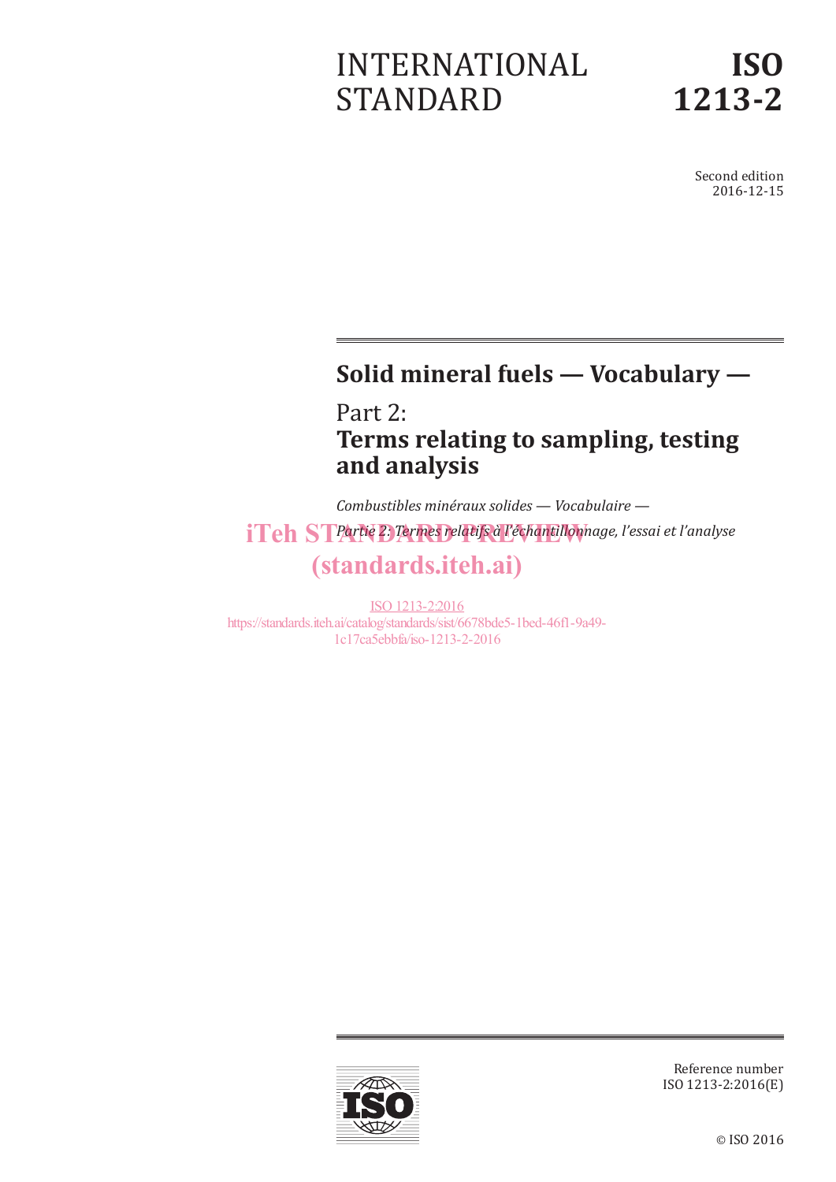# INTERNATIONAL STANDARD

# ISO 1213-2

Second edition
2016-12-15

## Solid mineral fuels — Vocabulary —

## Part 2:
## Terms relating to sampling, testing and analysis

*Combustibles minéraux solides — Vocabulaire —*

*Partie 2: Termes relatifs à l'échantillonnage, l'essai et l'analyse*

iTeh STANDARD PREVIEW
(standards.iteh.ai)

ISO 1213-2:2016
https://standards.iteh.ai/catalog/standards/sist/6678bde5-1bed-46f1-9a49-1c17ca5ebbfa/iso-1213-2-2016

Reference number
ISO 1213-2:2016(E)

© ISO 2016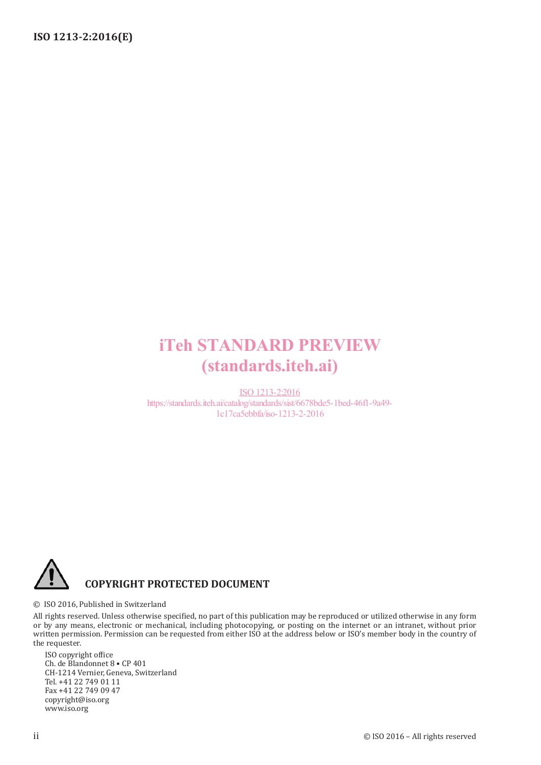iTeh STANDARD PREVIEW
(standards.iteh.ai)

ISO 1213-2:2016
https://standards.iteh.ai/catalog/standards/sist/6678bde5-1bed-46f1-9a49-1c17ca5ebbfa/iso-1213-2-2016

**COPYRIGHT PROTECTED DOCUMENT**

© ISO 2016, Published in Switzerland

All rights reserved. Unless otherwise specified, no part of this publication may be reproduced or utilized otherwise in any form or by any means, electronic or mechanical, including photocopying, or posting on the internet or an intranet, without prior written permission. Permission can be requested from either ISO at the address below or ISO's member body in the country of the requester.

ISO copyright office
Ch. de Blandonnet 8 • CP 401
CH-1214 Vernier, Geneva, Switzerland
Tel. +41 22 749 01 11
Fax +41 22 749 09 47
copyright@iso.org
www.iso.org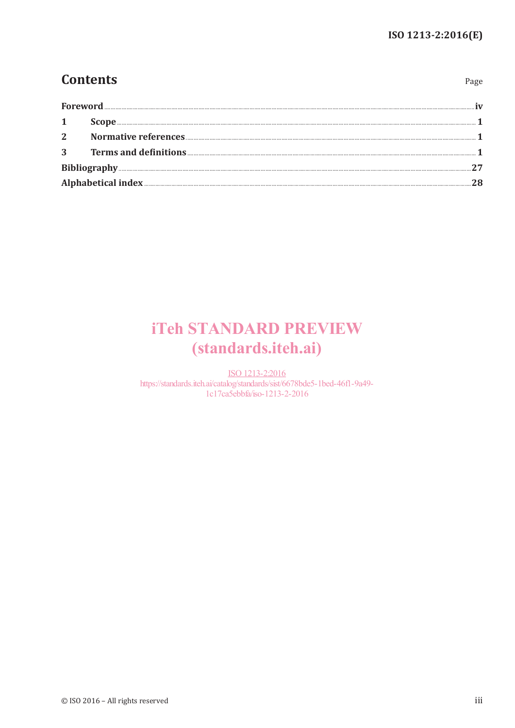## Contents

| | Page |
|---|---|
| Foreword | iv |
| 1 Scope | 1 |
| 2 Normative references | 1 |
| 3 Terms and definitions | 1 |
| Bibliography | 27 |
| Alphabetical index | 28 |

iTeh STANDARD PREVIEW
(standards.iteh.ai)

ISO 1213-2:2016
https://standards.iteh.ai/catalog/standards/sist/6678bde5-1bed-46f1-9a49-1c17ca5ebbfa/iso-1213-2-2016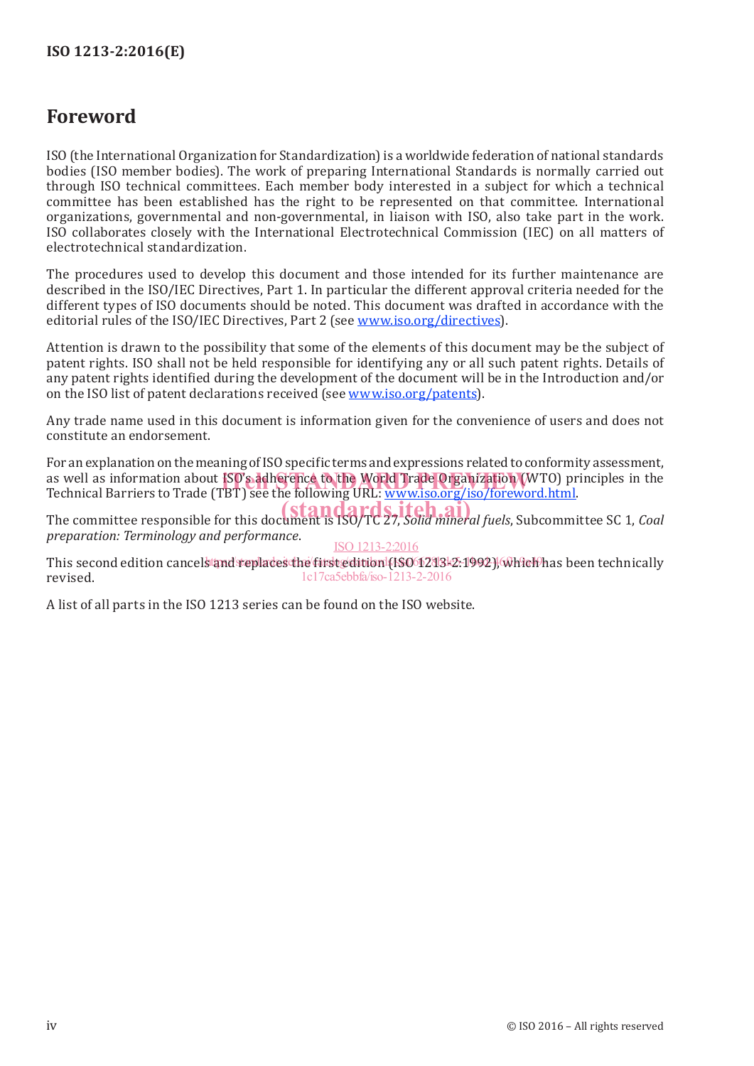# Foreword

ISO (the International Organization for Standardization) is a worldwide federation of national standards bodies (ISO member bodies). The work of preparing International Standards is normally carried out through ISO technical committees. Each member body interested in a subject for which a technical committee has been established has the right to be represented on that committee. International organizations, governmental and non-governmental, in liaison with ISO, also take part in the work. ISO collaborates closely with the International Electrotechnical Commission (IEC) on all matters of electrotechnical standardization.

The procedures used to develop this document and those intended for its further maintenance are described in the ISO/IEC Directives, Part 1. In particular the different approval criteria needed for the different types of ISO documents should be noted. This document was drafted in accordance with the editorial rules of the ISO/IEC Directives, Part 2 (see www.iso.org/directives).

Attention is drawn to the possibility that some of the elements of this document may be the subject of patent rights. ISO shall not be held responsible for identifying any or all such patent rights. Details of any patent rights identified during the development of the document will be in the Introduction and/or on the ISO list of patent declarations received (see www.iso.org/patents).

Any trade name used in this document is information given for the convenience of users and does not constitute an endorsement.

For an explanation on the meaning of ISO specific terms and expressions related to conformity assessment, as well as information about ISO's adherence to the World Trade Organization (WTO) principles in the Technical Barriers to Trade (TBT) see the following URL: www.iso.org/iso/foreword.html.

The committee responsible for this document is ISO/TC 27, *Solid mineral fuels*, Subcommittee SC 1, *Coal preparation: Terminology and performance*.

This second edition cancels and replaces the first edition (ISO 1213-2:1992), which has been technically revised.

A list of all parts in the ISO 1213 series can be found on the ISO website.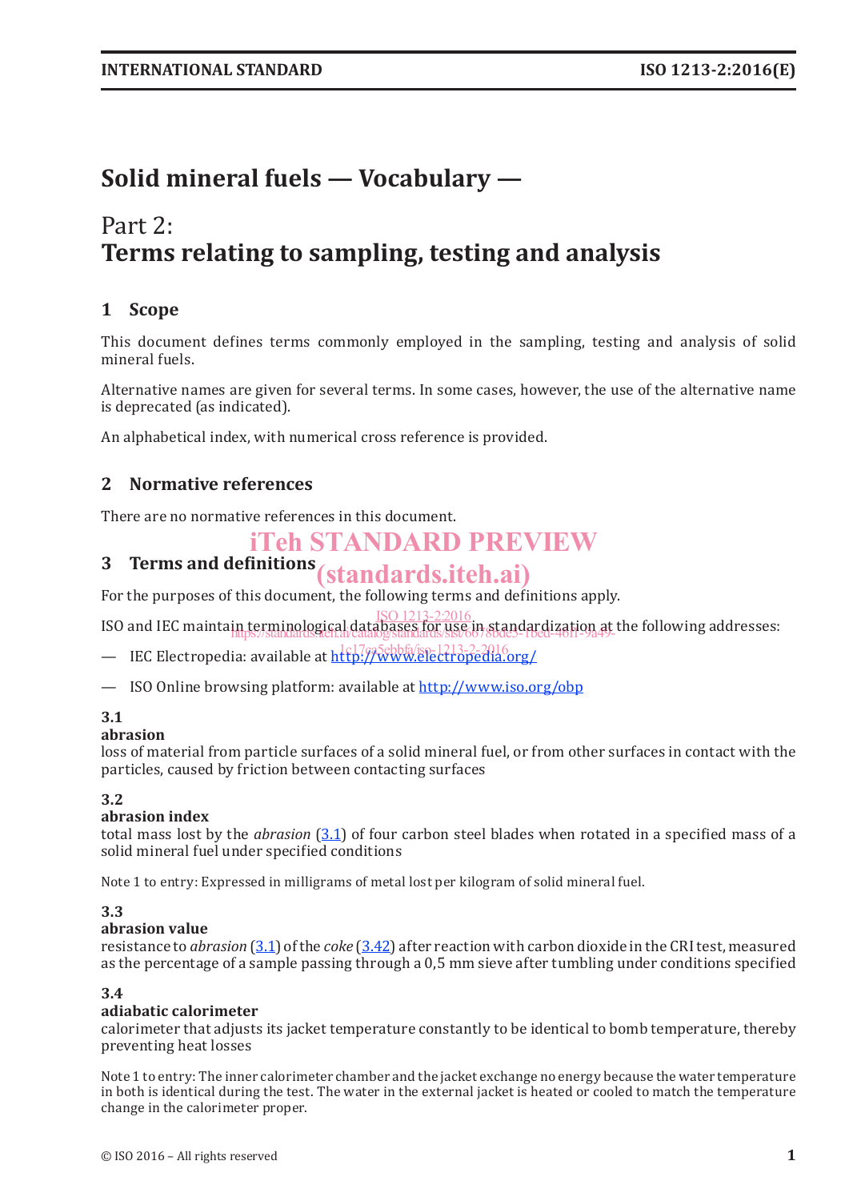# Solid mineral fuels — Vocabulary —

## Part 2:
## Terms relating to sampling, testing and analysis

## 1 Scope

This document defines terms commonly employed in the sampling, testing and analysis of solid mineral fuels.

Alternative names are given for several terms. In some cases, however, the use of the alternative name is deprecated (as indicated).

An alphabetical index, with numerical cross reference is provided.

## 2 Normative references

There are no normative references in this document.

## 3 Terms and definitions

For the purposes of this document, the following terms and definitions apply.

ISO and IEC maintain terminological databases for use in standardization at the following addresses:

— IEC Electropedia: available at http://www.electropedia.org/

— ISO Online browsing platform: available at http://www.iso.org/obp

**3.1**
**abrasion**
loss of material from particle surfaces of a solid mineral fuel, or from other surfaces in contact with the particles, caused by friction between contacting surfaces

**3.2**
**abrasion index**
total mass lost by the *abrasion* (3.1) of four carbon steel blades when rotated in a specified mass of a solid mineral fuel under specified conditions

Note 1 to entry: Expressed in milligrams of metal lost per kilogram of solid mineral fuel.

**3.3**
**abrasion value**
resistance to *abrasion* (3.1) of the *coke* (3.42) after reaction with carbon dioxide in the CRI test, measured as the percentage of a sample passing through a 0,5 mm sieve after tumbling under conditions specified

**3.4**
**adiabatic calorimeter**
calorimeter that adjusts its jacket temperature constantly to be identical to bomb temperature, thereby preventing heat losses

Note 1 to entry: The inner calorimeter chamber and the jacket exchange no energy because the water temperature in both is identical during the test. The water in the external jacket is heated or cooled to match the temperature change in the calorimeter proper.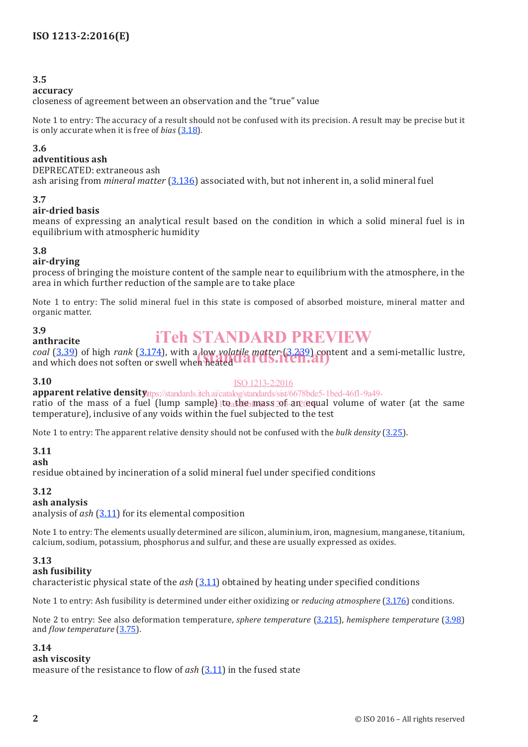**3.5**
**accuracy**
closeness of agreement between an observation and the "true" value

Note 1 to entry: The accuracy of a result should not be confused with its precision. A result may be precise but it is only accurate when it is free of *bias* (3.18).

**3.6**
**adventitious ash**
DEPRECATED: extraneous ash
ash arising from *mineral matter* (3.136) associated with, but not inherent in, a solid mineral fuel

**3.7**
**air-dried basis**
means of expressing an analytical result based on the condition in which a solid mineral fuel is in equilibrium with atmospheric humidity

**3.8**
**air-drying**
process of bringing the moisture content of the sample near to equilibrium with the atmosphere, in the area in which further reduction of the sample are to take place

Note 1 to entry: The solid mineral fuel in this state is composed of absorbed moisture, mineral matter and organic matter.

**3.9**
**anthracite**
*coal* (3.39) of high *rank* (3.174), with a low *volatile matter* (3.239) content and a semi-metallic lustre, and which does not soften or swell when heated

**3.10**
**apparent relative density**
ratio of the mass of a fuel (lump sample) to the mass of an equal volume of water (at the same temperature), inclusive of any voids within the fuel subjected to the test

Note 1 to entry: The apparent relative density should not be confused with the *bulk density* (3.25).

**3.11**
**ash**
residue obtained by incineration of a solid mineral fuel under specified conditions

**3.12**
**ash analysis**
analysis of *ash* (3.11) for its elemental composition

Note 1 to entry: The elements usually determined are silicon, aluminium, iron, magnesium, manganese, titanium, calcium, sodium, potassium, phosphorus and sulfur, and these are usually expressed as oxides.

**3.13**
**ash fusibility**
characteristic physical state of the *ash* (3.11) obtained by heating under specified conditions

Note 1 to entry: Ash fusibility is determined under either oxidizing or *reducing atmosphere* (3.176) conditions.

Note 2 to entry: See also deformation temperature, *sphere temperature* (3.215), *hemisphere temperature* (3.98) and *flow temperature* (3.75).

**3.14**
**ash viscosity**
measure of the resistance to flow of *ash* (3.11) in the fused state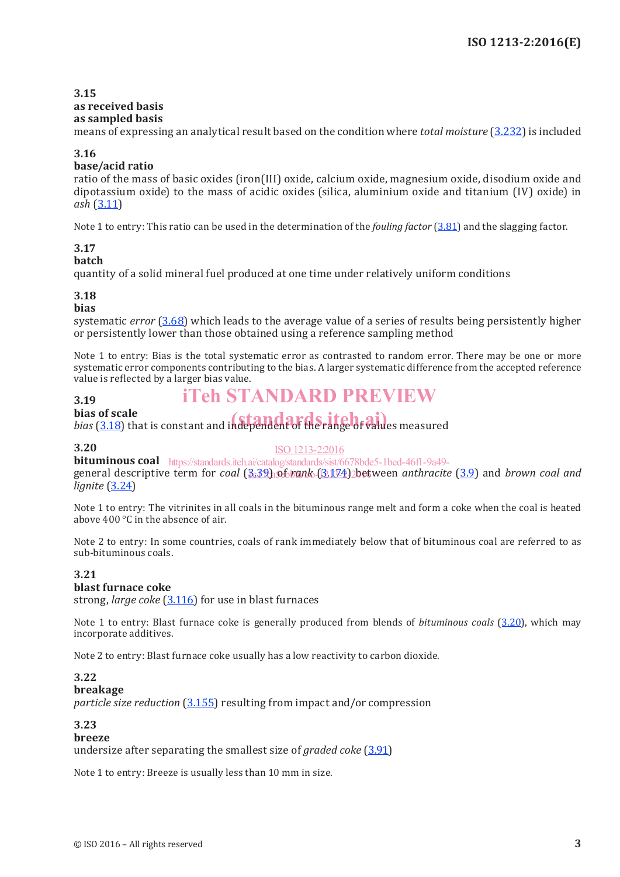### 3.15
**as received basis**
**as sampled basis**
means of expressing an analytical result based on the condition where *total moisture* (3.232) is included

### 3.16
**base/acid ratio**
ratio of the mass of basic oxides (iron(III) oxide, calcium oxide, magnesium oxide, disodium oxide and dipotassium oxide) to the mass of acidic oxides (silica, aluminium oxide and titanium (IV) oxide) in *ash* (3.11)

Note 1 to entry: This ratio can be used in the determination of the *fouling factor* (3.81) and the slagging factor.

### 3.17
**batch**
quantity of a solid mineral fuel produced at one time under relatively uniform conditions

### 3.18
**bias**
systematic *error* (3.68) which leads to the average value of a series of results being persistently higher or persistently lower than those obtained using a reference sampling method

Note 1 to entry: Bias is the total systematic error as contrasted to random error. There may be one or more systematic error components contributing to the bias. A larger systematic difference from the accepted reference value is reflected by a larger bias value.

### 3.19
**bias of scale**
*bias* (3.18) that is constant and independent of the range of values measured

### 3.20
**bituminous coal**
general descriptive term for *coal* (3.39) of *rank* (3.174) between *anthracite* (3.9) and *brown coal and lignite* (3.24)

Note 1 to entry: The vitrinites in all coals in the bituminous range melt and form a coke when the coal is heated above 400 °C in the absence of air.

Note 2 to entry: In some countries, coals of rank immediately below that of bituminous coal are referred to as sub-bituminous coals.

### 3.21
**blast furnace coke**
strong, *large coke* (3.116) for use in blast furnaces

Note 1 to entry: Blast furnace coke is generally produced from blends of *bituminous coals* (3.20), which may incorporate additives.

Note 2 to entry: Blast furnace coke usually has a low reactivity to carbon dioxide.

### 3.22
**breakage**
*particle size reduction* (3.155) resulting from impact and/or compression

### 3.23
**breeze**
undersize after separating the smallest size of *graded coke* (3.91)

Note 1 to entry: Breeze is usually less than 10 mm in size.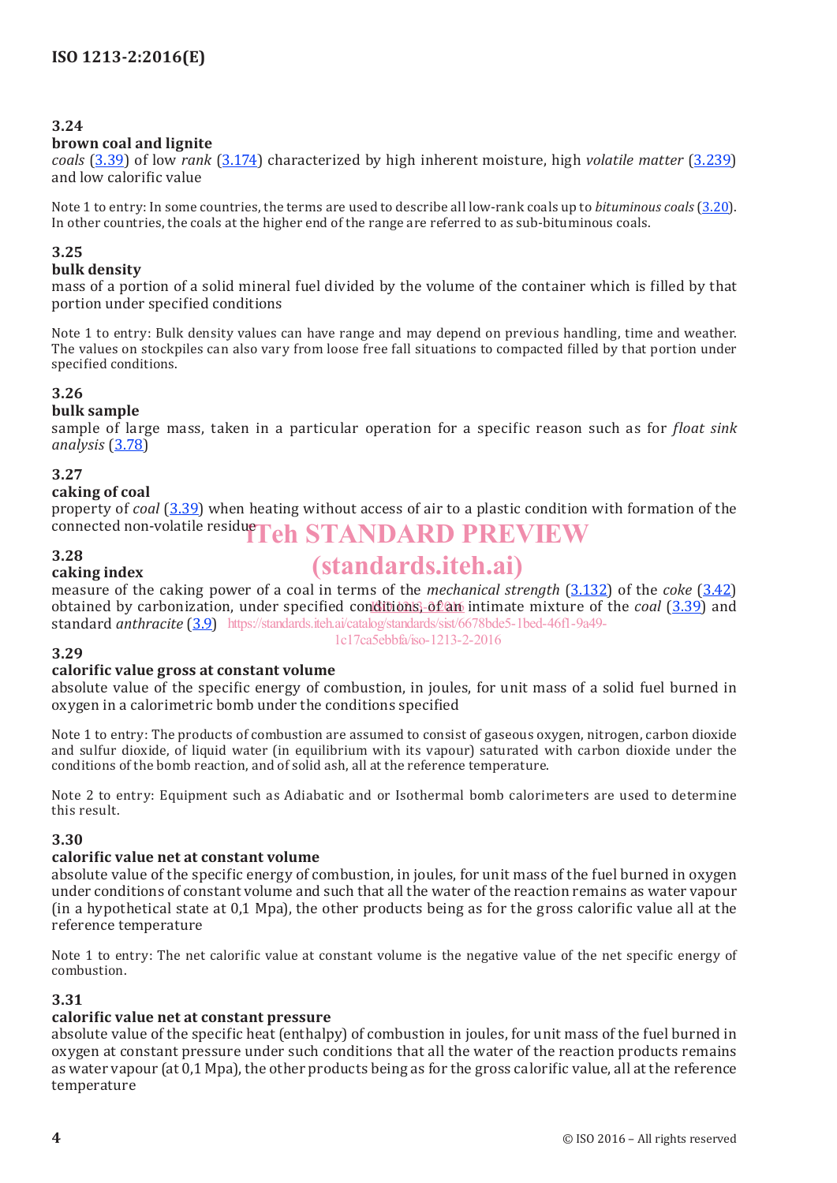### 3.24
**brown coal and lignite**

*coals* (3.39) of low *rank* (3.174) characterized by high inherent moisture, high *volatile matter* (3.239) and low calorific value

Note 1 to entry: In some countries, the terms are used to describe all low-rank coals up to *bituminous coals* (3.20). In other countries, the coals at the higher end of the range are referred to as sub-bituminous coals.

### 3.25
**bulk density**

mass of a portion of a solid mineral fuel divided by the volume of the container which is filled by that portion under specified conditions

Note 1 to entry: Bulk density values can have range and may depend on previous handling, time and weather. The values on stockpiles can also vary from loose free fall situations to compacted filled by that portion under specified conditions.

### 3.26
**bulk sample**

sample of large mass, taken in a particular operation for a specific reason such as for *float sink analysis* (3.78)

### 3.27
**caking of coal**

property of *coal* (3.39) when heating without access of air to a plastic condition with formation of the connected non-volatile residue

### 3.28
**caking index**

measure of the caking power of a coal in terms of the *mechanical strength* (3.132) of the *coke* (3.42) obtained by carbonization, under specified conditions, of an intimate mixture of the *coal* (3.39) and standard *anthracite* (3.9)

### 3.29
**calorific value gross at constant volume**

absolute value of the specific energy of combustion, in joules, for unit mass of a solid fuel burned in oxygen in a calorimetric bomb under the conditions specified

Note 1 to entry: The products of combustion are assumed to consist of gaseous oxygen, nitrogen, carbon dioxide and sulfur dioxide, of liquid water (in equilibrium with its vapour) saturated with carbon dioxide under the conditions of the bomb reaction, and of solid ash, all at the reference temperature.

Note 2 to entry: Equipment such as Adiabatic and or Isothermal bomb calorimeters are used to determine this result.

### 3.30
**calorific value net at constant volume**

absolute value of the specific energy of combustion, in joules, for unit mass of the fuel burned in oxygen under conditions of constant volume and such that all the water of the reaction remains as water vapour (in a hypothetical state at 0,1 Mpa), the other products being as for the gross calorific value all at the reference temperature

Note 1 to entry: The net calorific value at constant volume is the negative value of the net specific energy of combustion.

### 3.31
**calorific value net at constant pressure**

absolute value of the specific heat (enthalpy) of combustion in joules, for unit mass of the fuel burned in oxygen at constant pressure under such conditions that all the water of the reaction products remains as water vapour (at 0,1 Mpa), the other products being as for the gross calorific value, all at the reference temperature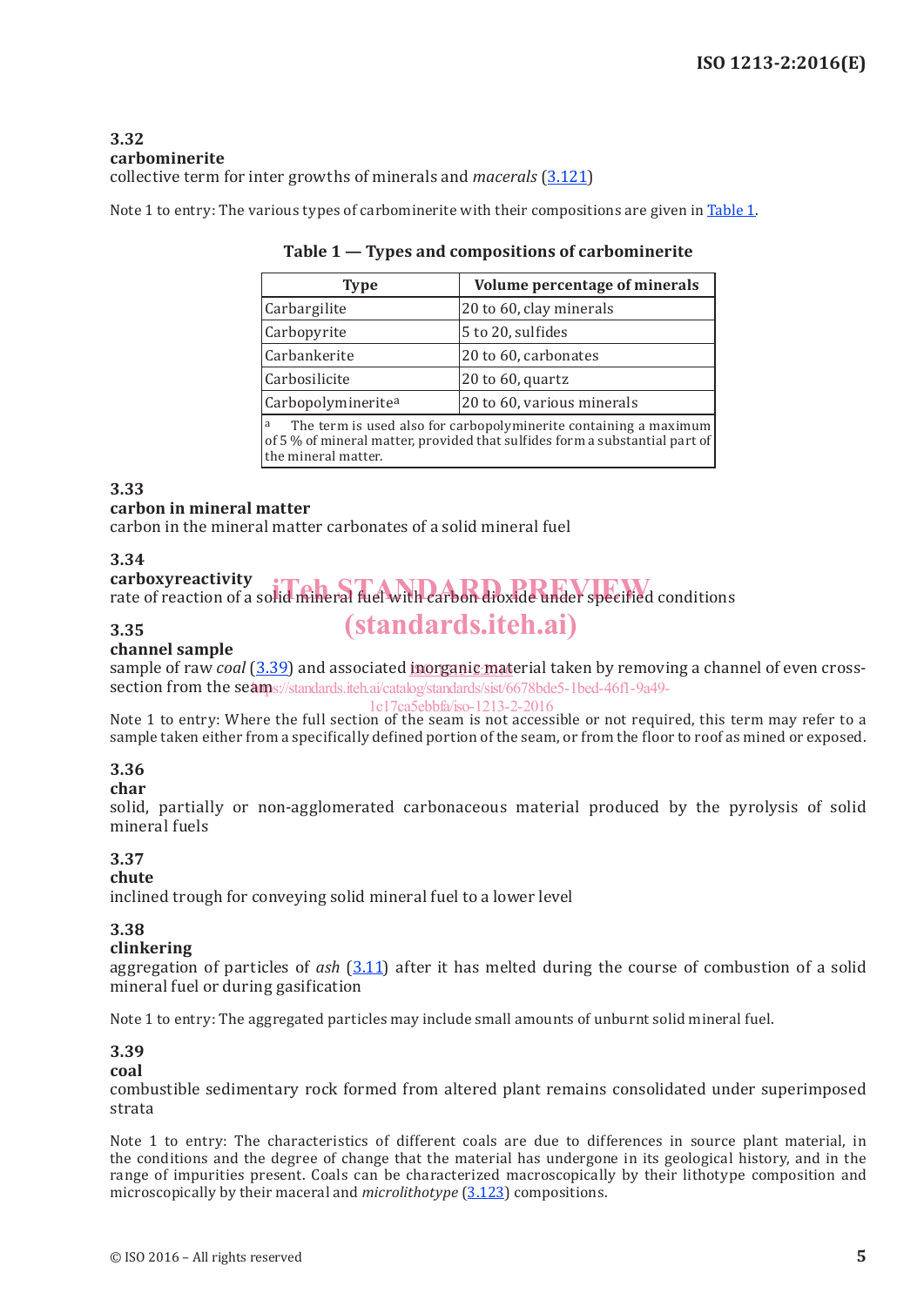**3.32**
**carbominerite**
collective term for inter growths of minerals and *macerals* (3.121)

Note 1 to entry: The various types of carbominerite with their compositions are given in Table 1.

**Table 1 — Types and compositions of carbominerite**

| Type | Volume percentage of minerals |
|---|---|
| Carbargilite | 20 to 60, clay minerals |
| Carbopyrite | 5 to 20, sulfides |
| Carbankerite | 20 to 60, carbonates |
| Carbosilicite | 20 to 60, quartz |
| Carbopolyminerite[a] | 20 to 60, various minerals |

[a] The term is used also for carbopolyminerite containing a maximum of 5 % of mineral matter, provided that sulfides form a substantial part of the mineral matter.

**3.33**
**carbon in mineral matter**
carbon in the mineral matter carbonates of a solid mineral fuel

**3.34**
**carboxyreactivity**
rate of reaction of a solid mineral fuel with carbon dioxide under specified conditions

**3.35**
**channel sample**
sample of raw *coal* (3.39) and associated inorganic material taken by removing a channel of even cross-section from the seam

Note 1 to entry: Where the full section of the seam is not accessible or not required, this term may refer to a sample taken either from a specifically defined portion of the seam, or from the floor to roof as mined or exposed.

**3.36**
**char**
solid, partially or non-agglomerated carbonaceous material produced by the pyrolysis of solid mineral fuels

**3.37**
**chute**
inclined trough for conveying solid mineral fuel to a lower level

**3.38**
**clinkering**
aggregation of particles of *ash* (3.11) after it has melted during the course of combustion of a solid mineral fuel or during gasification

Note 1 to entry: The aggregated particles may include small amounts of unburnt solid mineral fuel.

**3.39**
**coal**
combustible sedimentary rock formed from altered plant remains consolidated under superimposed strata

Note 1 to entry: The characteristics of different coals are due to differences in source plant material, in the conditions and the degree of change that the material has undergone in its geological history, and in the range of impurities present. Coals can be characterized macroscopically by their lithotype composition and microscopically by their maceral and *microlithotype* (3.123) compositions.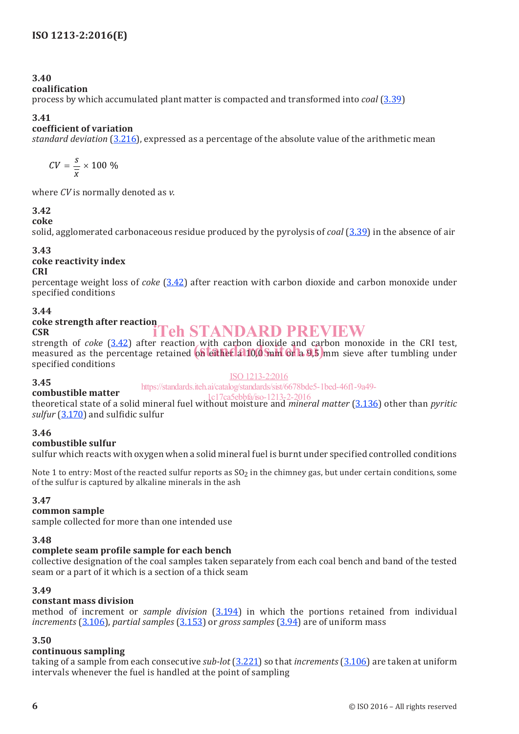**3.40**
**coalification**
process by which accumulated plant matter is compacted and transformed into *coal* (3.39)

**3.41**
**coefficient of variation**
*standard deviation* (3.216), expressed as a percentage of the absolute value of the arithmetic mean

$$CV = \frac{s}{\bar{x}} \times 100\ \%$$

where $CV$ is normally denoted as $v$.

**3.42**
**coke**
solid, agglomerated carbonaceous residue produced by the pyrolysis of *coal* (3.39) in the absence of air

**3.43**
**coke reactivity index**
**CRI**
percentage weight loss of *coke* (3.42) after reaction with carbon dioxide and carbon monoxide under specified conditions

**3.44**
**coke strength after reaction**
**CSR**
strength of *coke* (3.42) after reaction with carbon dioxide and carbon monoxide in the CRI test, measured as the percentage retained on either a 10,0 mm or a 9,5 mm sieve after tumbling under specified conditions

**3.45**
**combustible matter**
theoretical state of a solid mineral fuel without moisture and *mineral matter* (3.136) other than *pyritic sulfur* (3.170) and sulfidic sulfur

**3.46**
**combustible sulfur**
sulfur which reacts with oxygen when a solid mineral fuel is burnt under specified controlled conditions

Note 1 to entry: Most of the reacted sulfur reports as $SO_2$ in the chimney gas, but under certain conditions, some of the sulfur is captured by alkaline minerals in the ash

**3.47**
**common sample**
sample collected for more than one intended use

**3.48**
**complete seam profile sample for each bench**
collective designation of the coal samples taken separately from each coal bench and band of the tested seam or a part of it which is a section of a thick seam

**3.49**
**constant mass division**
method of increment or *sample division* (3.194) in which the portions retained from individual *increments* (3.106), *partial samples* (3.153) or *gross samples* (3.94) are of uniform mass

**3.50**
**continuous sampling**
taking of a sample from each consecutive *sub-lot* (3.221) so that *increments* (3.106) are taken at uniform intervals whenever the fuel is handled at the point of sampling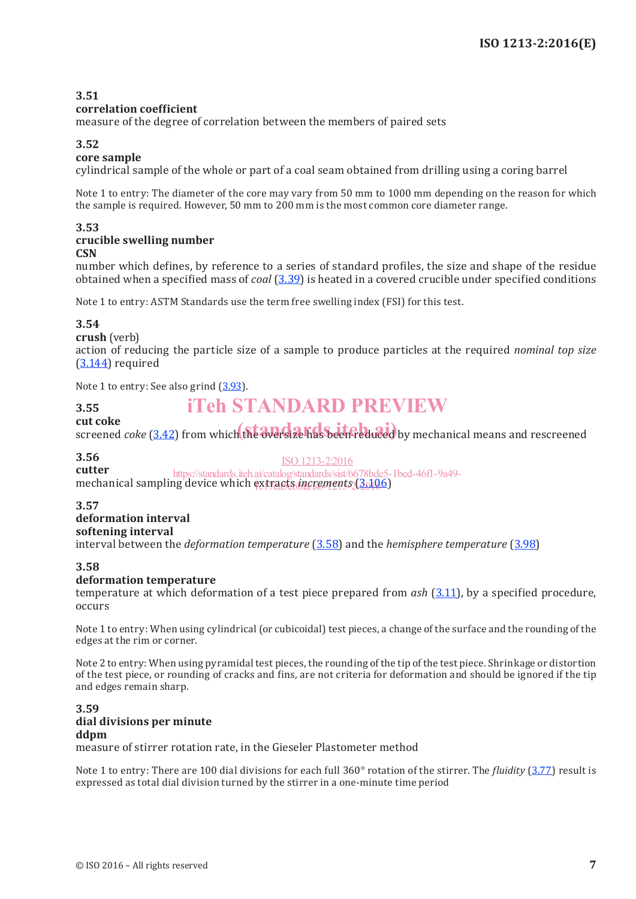**3.51**
**correlation coefficient**
measure of the degree of correlation between the members of paired sets

**3.52**
**core sample**
cylindrical sample of the whole or part of a coal seam obtained from drilling using a coring barrel

Note 1 to entry: The diameter of the core may vary from 50 mm to 1000 mm depending on the reason for which the sample is required. However, 50 mm to 200 mm is the most common core diameter range.

**3.53**
**crucible swelling number**
**CSN**
number which defines, by reference to a series of standard profiles, the size and shape of the residue obtained when a specified mass of *coal* (3.39) is heated in a covered crucible under specified conditions

Note 1 to entry: ASTM Standards use the term free swelling index (FSI) for this test.

**3.54**
**crush** (verb)
action of reducing the particle size of a sample to produce particles at the required *nominal top size* (3.144) required

Note 1 to entry: See also grind (3.93).

**3.55**
**cut coke**
screened *coke* (3.42) from which the oversize has been reduced by mechanical means and rescreened

**3.56**
**cutter**
mechanical sampling device which extracts *increments* (3.106)

**3.57**
**deformation interval**
**softening interval**
interval between the *deformation temperature* (3.58) and the *hemisphere temperature* (3.98)

**3.58**
**deformation temperature**
temperature at which deformation of a test piece prepared from *ash* (3.11), by a specified procedure, occurs

Note 1 to entry: When using cylindrical (or cubicoidal) test pieces, a change of the surface and the rounding of the edges at the rim or corner.

Note 2 to entry: When using pyramidal test pieces, the rounding of the tip of the test piece. Shrinkage or distortion of the test piece, or rounding of cracks and fins, are not criteria for deformation and should be ignored if the tip and edges remain sharp.

**3.59**
**dial divisions per minute**
**ddpm**
measure of stirrer rotation rate, in the Gieseler Plastometer method

Note 1 to entry: There are 100 dial divisions for each full 360° rotation of the stirrer. The *fluidity* (3.77) result is expressed as total dial division turned by the stirrer in a one-minute time period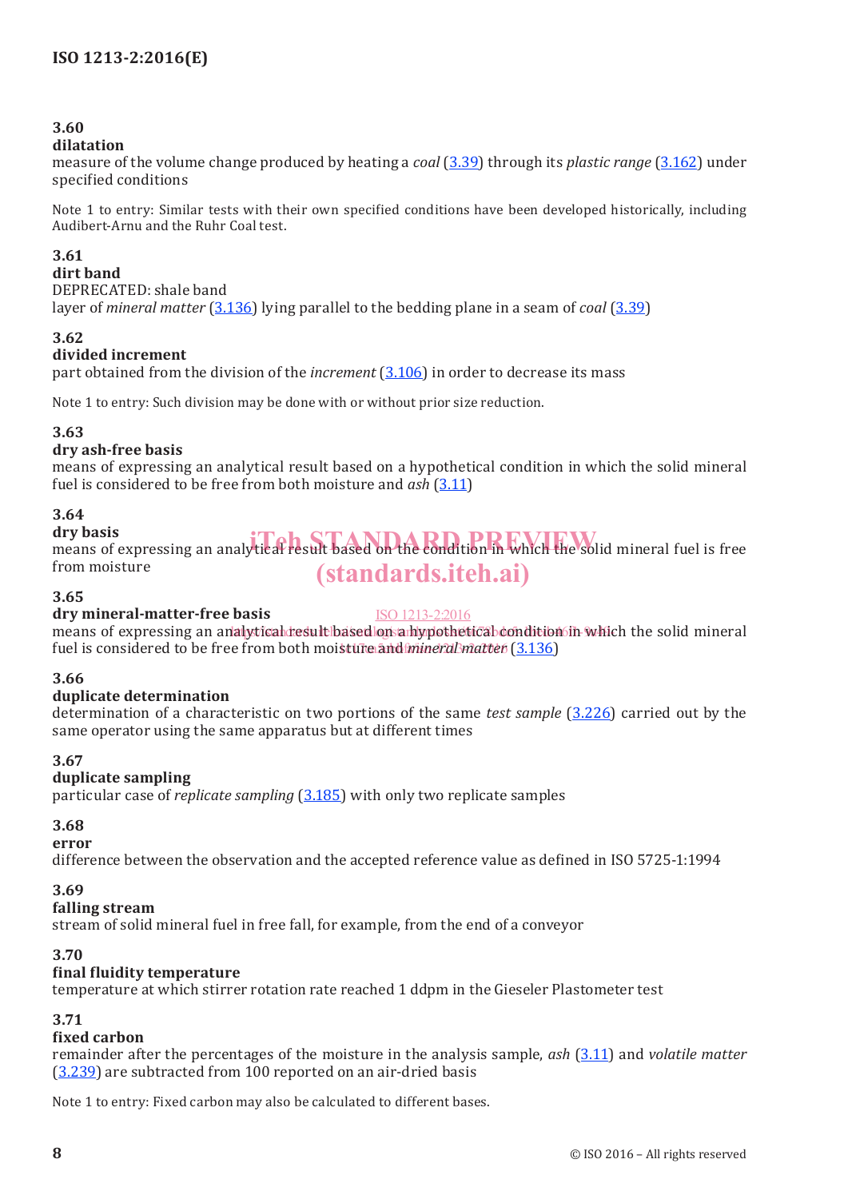**3.60**
**dilatation**
measure of the volume change produced by heating a *coal* (3.39) through its *plastic range* (3.162) under specified conditions

Note 1 to entry: Similar tests with their own specified conditions have been developed historically, including Audibert-Arnu and the Ruhr Coal test.

**3.61**
**dirt band**
DEPRECATED: shale band
layer of *mineral matter* (3.136) lying parallel to the bedding plane in a seam of *coal* (3.39)

**3.62**
**divided increment**
part obtained from the division of the *increment* (3.106) in order to decrease its mass

Note 1 to entry: Such division may be done with or without prior size reduction.

**3.63**
**dry ash-free basis**
means of expressing an analytical result based on a hypothetical condition in which the solid mineral fuel is considered to be free from both moisture and *ash* (3.11)

**3.64**
**dry basis**
means of expressing an analytical result based on the condition in which the solid mineral fuel is free from moisture

**3.65**
**dry mineral-matter-free basis**
means of expressing an analytical result based on a hypothetical condition in which the solid mineral fuel is considered to be free from both moisture and *mineral matter* (3.136)

**3.66**
**duplicate determination**
determination of a characteristic on two portions of the same *test sample* (3.226) carried out by the same operator using the same apparatus but at different times

**3.67**
**duplicate sampling**
particular case of *replicate sampling* (3.185) with only two replicate samples

**3.68**
**error**
difference between the observation and the accepted reference value as defined in ISO 5725-1:1994

**3.69**
**falling stream**
stream of solid mineral fuel in free fall, for example, from the end of a conveyor

**3.70**
**final fluidity temperature**
temperature at which stirrer rotation rate reached 1 ddpm in the Gieseler Plastometer test

**3.71**
**fixed carbon**
remainder after the percentages of the moisture in the analysis sample, *ash* (3.11) and *volatile matter* (3.239) are subtracted from 100 reported on an air-dried basis

Note 1 to entry: Fixed carbon may also be calculated to different bases.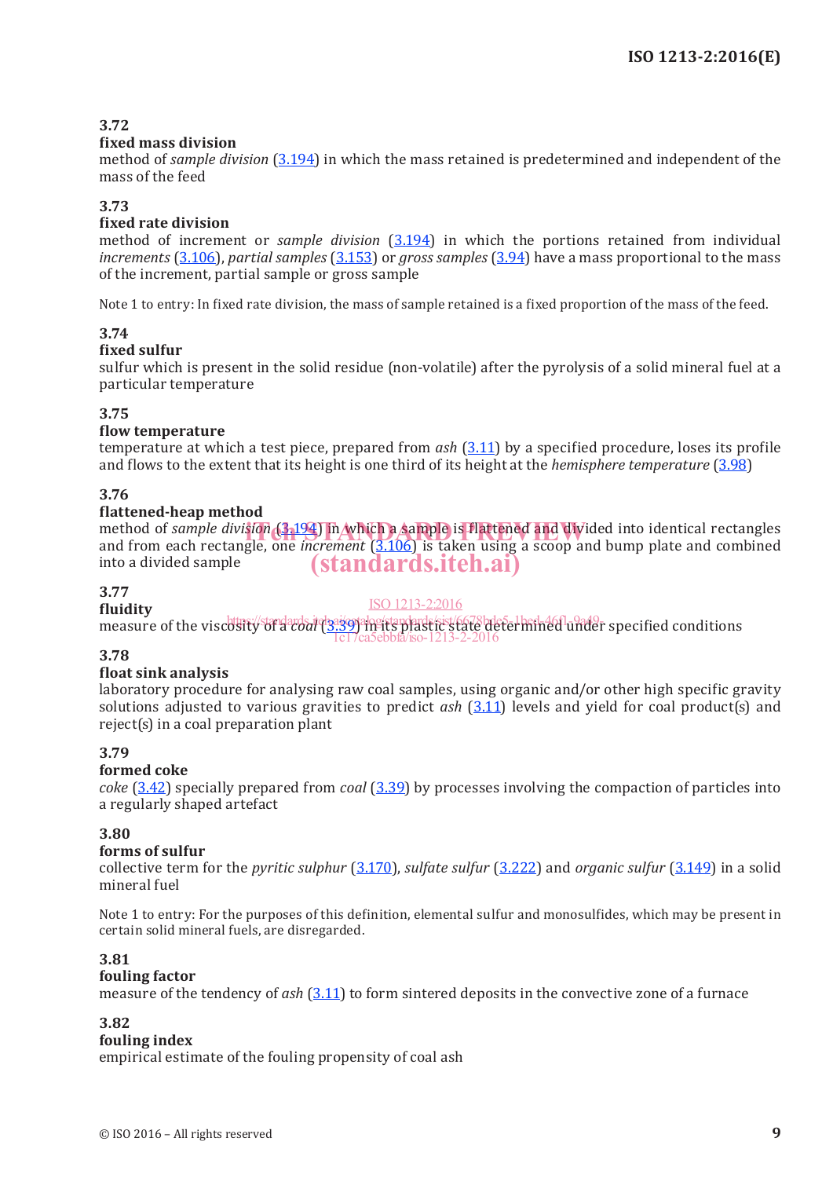**3.72**
**fixed mass division**
method of *sample division* (3.194) in which the mass retained is predetermined and independent of the mass of the feed

**3.73**
**fixed rate division**
method of increment or *sample division* (3.194) in which the portions retained from individual *increments* (3.106), *partial samples* (3.153) or *gross samples* (3.94) have a mass proportional to the mass of the increment, partial sample or gross sample

Note 1 to entry: In fixed rate division, the mass of sample retained is a fixed proportion of the mass of the feed.

**3.74**
**fixed sulfur**
sulfur which is present in the solid residue (non-volatile) after the pyrolysis of a solid mineral fuel at a particular temperature

**3.75**
**flow temperature**
temperature at which a test piece, prepared from *ash* (3.11) by a specified procedure, loses its profile and flows to the extent that its height is one third of its height at the *hemisphere temperature* (3.98)

**3.76**
**flattened-heap method**
method of *sample division* (3.194) in which a sample is flattened and divided into identical rectangles and from each rectangle, one *increment* (3.106) is taken using a scoop and bump plate and combined into a divided sample

**3.77**
**fluidity**
measure of the viscosity of a *coal* (3.39) in its plastic state determined under specified conditions

**3.78**
**float sink analysis**
laboratory procedure for analysing raw coal samples, using organic and/or other high specific gravity solutions adjusted to various gravities to predict *ash* (3.11) levels and yield for coal product(s) and reject(s) in a coal preparation plant

**3.79**
**formed coke**
*coke* (3.42) specially prepared from *coal* (3.39) by processes involving the compaction of particles into a regularly shaped artefact

**3.80**
**forms of sulfur**
collective term for the *pyritic sulphur* (3.170), *sulfate sulfur* (3.222) and *organic sulfur* (3.149) in a solid mineral fuel

Note 1 to entry: For the purposes of this definition, elemental sulfur and monosulfides, which may be present in certain solid mineral fuels, are disregarded.

**3.81**
**fouling factor**
measure of the tendency of *ash* (3.11) to form sintered deposits in the convective zone of a furnace

**3.82**
**fouling index**
empirical estimate of the fouling propensity of coal ash